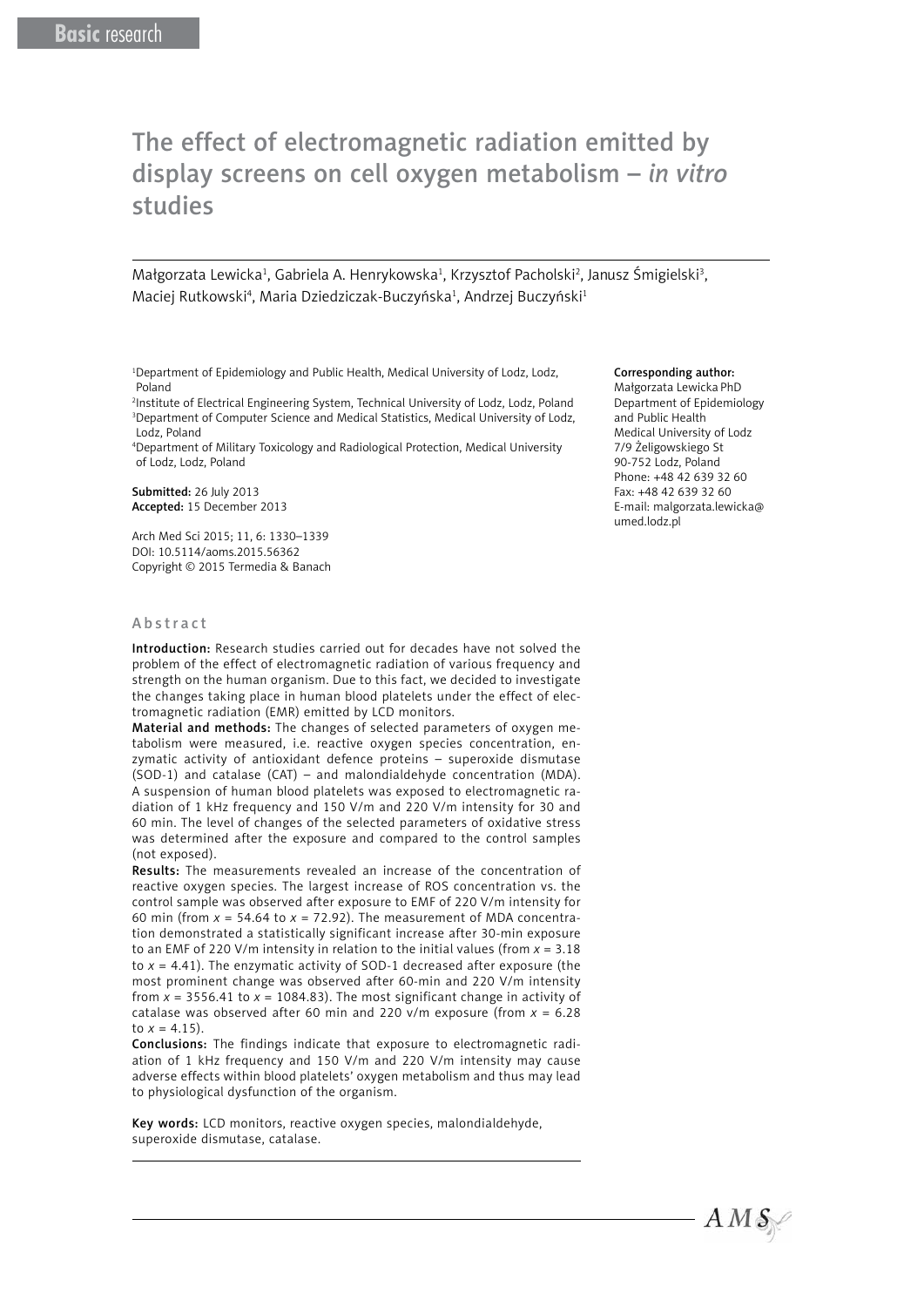Basic research

# The effect of electromagnetic radiation emitted by display screens on cell oxygen metabolism – *in vitro* studies

Małgorzata Lewicka[1], Gabriela A. Henrykowska[1], Krzysztof Pacholski[2], Janusz Śmigielski[3], Maciej Rutkowski[4], Maria Dziedziczak-Buczyńska[1], Andrzej Buczyński[1]

[1]Department of Epidemiology and Public Health, Medical University of Lodz, Lodz, Poland
[2]Institute of Electrical Engineering System, Technical University of Lodz, Lodz, Poland
[3]Department of Computer Science and Medical Statistics, Medical University of Lodz, Lodz, Poland
[4]Department of Military Toxicology and Radiological Protection, Medical University of Lodz, Lodz, Poland

**Submitted:** 26 July 2013
**Accepted:** 15 December 2013

Arch Med Sci 2015; 11, 6: 1330–1339
DOI: 10.5114/aoms.2015.56362
Copyright © 2015 Termedia & Banach

**Corresponding author:**
Małgorzata Lewicka PhD
Department of Epidemiology and Public Health
Medical University of Lodz
7/9 Żeligowskiego St
90-752 Lodz, Poland
Phone: +48 42 639 32 60
Fax: +48 42 639 32 60
E-mail: malgorzata.lewicka@umed.lodz.pl

## Abstract

**Introduction:** Research studies carried out for decades have not solved the problem of the effect of electromagnetic radiation of various frequency and strength on the human organism. Due to this fact, we decided to investigate the changes taking place in human blood platelets under the effect of electromagnetic radiation (EMR) emitted by LCD monitors.

**Material and methods:** The changes of selected parameters of oxygen metabolism were measured, i.e. reactive oxygen species concentration, enzymatic activity of antioxidant defence proteins – superoxide dismutase (SOD-1) and catalase (CAT) – and malondialdehyde concentration (MDA). A suspension of human blood platelets was exposed to electromagnetic radiation of 1 kHz frequency and 150 V/m and 220 V/m intensity for 30 and 60 min. The level of changes of the selected parameters of oxidative stress was determined after the exposure and compared to the control samples (not exposed).

**Results:** The measurements revealed an increase of the concentration of reactive oxygen species. The largest increase of ROS concentration vs. the control sample was observed after exposure to EMF of 220 V/m intensity for 60 min (from $x = 54.64$ to $x = 72.92$). The measurement of MDA concentration demonstrated a statistically significant increase after 30-min exposure to an EMF of 220 V/m intensity in relation to the initial values (from $x = 3.18$ to $x = 4.41$). The enzymatic activity of SOD-1 decreased after exposure (the most prominent change was observed after 60-min and 220 V/m intensity from $x = 3556.41$ to $x = 1084.83$). The most significant change in activity of catalase was observed after 60 min and 220 v/m exposure (from $x = 6.28$ to $x = 4.15$).

**Conclusions:** The findings indicate that exposure to electromagnetic radiation of 1 kHz frequency and 150 V/m and 220 V/m intensity may cause adverse effects within blood platelets' oxygen metabolism and thus may lead to physiological dysfunction of the organism.

**Key words:** LCD monitors, reactive oxygen species, malondialdehyde, superoxide dismutase, catalase.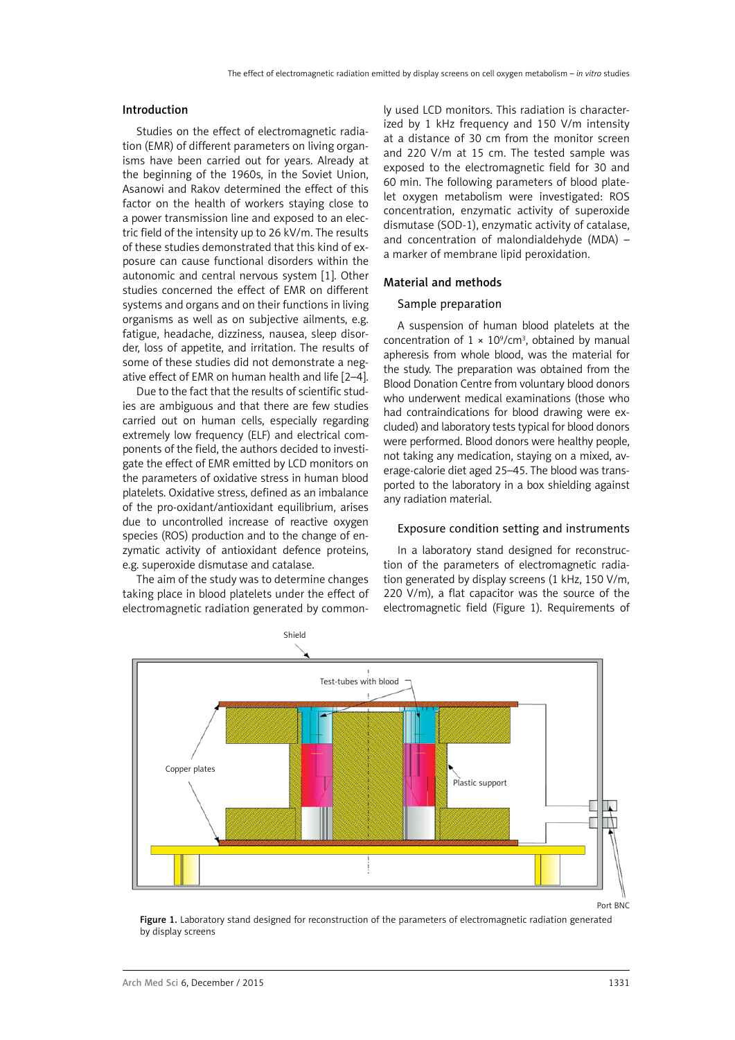## Introduction

Studies on the effect of electromagnetic radiation (EMR) of different parameters on living organisms have been carried out for years. Already at the beginning of the 1960s, in the Soviet Union, Asanowi and Rakov determined the effect of this factor on the health of workers staying close to a power transmission line and exposed to an electric field of the intensity up to 26 kV/m. The results of these studies demonstrated that this kind of exposure can cause functional disorders within the autonomic and central nervous system [1]. Other studies concerned the effect of EMR on different systems and organs and on their functions in living organisms as well as on subjective ailments, e.g. fatigue, headache, dizziness, nausea, sleep disorder, loss of appetite, and irritation. The results of some of these studies did not demonstrate a negative effect of EMR on human health and life [2–4].

Due to the fact that the results of scientific studies are ambiguous and that there are few studies carried out on human cells, especially regarding extremely low frequency (ELF) and electrical components of the field, the authors decided to investigate the effect of EMR emitted by LCD monitors on the parameters of oxidative stress in human blood platelets. Oxidative stress, defined as an imbalance of the pro-oxidant/antioxidant equilibrium, arises due to uncontrolled increase of reactive oxygen species (ROS) production and to the change of enzymatic activity of antioxidant defence proteins, e.g. superoxide dismutase and catalase.

The aim of the study was to determine changes taking place in blood platelets under the effect of electromagnetic radiation generated by commonly used LCD monitors. This radiation is characterized by 1 kHz frequency and 150 V/m intensity at a distance of 30 cm from the monitor screen and 220 V/m at 15 cm. The tested sample was exposed to the electromagnetic field for 30 and 60 min. The following parameters of blood platelet oxygen metabolism were investigated: ROS concentration, enzymatic activity of superoxide dismutase (SOD-1), enzymatic activity of catalase, and concentration of malondialdehyde (MDA) – a marker of membrane lipid peroxidation.

## Material and methods

### Sample preparation

A suspension of human blood platelets at the concentration of $1 \times 10^9/cm^3$, obtained by manual apheresis from whole blood, was the material for the study. The preparation was obtained from the Blood Donation Centre from voluntary blood donors who underwent medical examinations (those who had contraindications for blood drawing were excluded) and laboratory tests typical for blood donors were performed. Blood donors were healthy people, not taking any medication, staying on a mixed, average-calorie diet aged 25–45. The blood was transported to the laboratory in a box shielding against any radiation material.

### Exposure condition setting and instruments

In a laboratory stand designed for reconstruction of the parameters of electromagnetic radiation generated by display screens (1 kHz, 150 V/m, 220 V/m), a flat capacitor was the source of the electromagnetic field (Figure 1). Requirements of

Figure 1. Laboratory stand designed for reconstruction of the parameters of electromagnetic radiation generated by display screens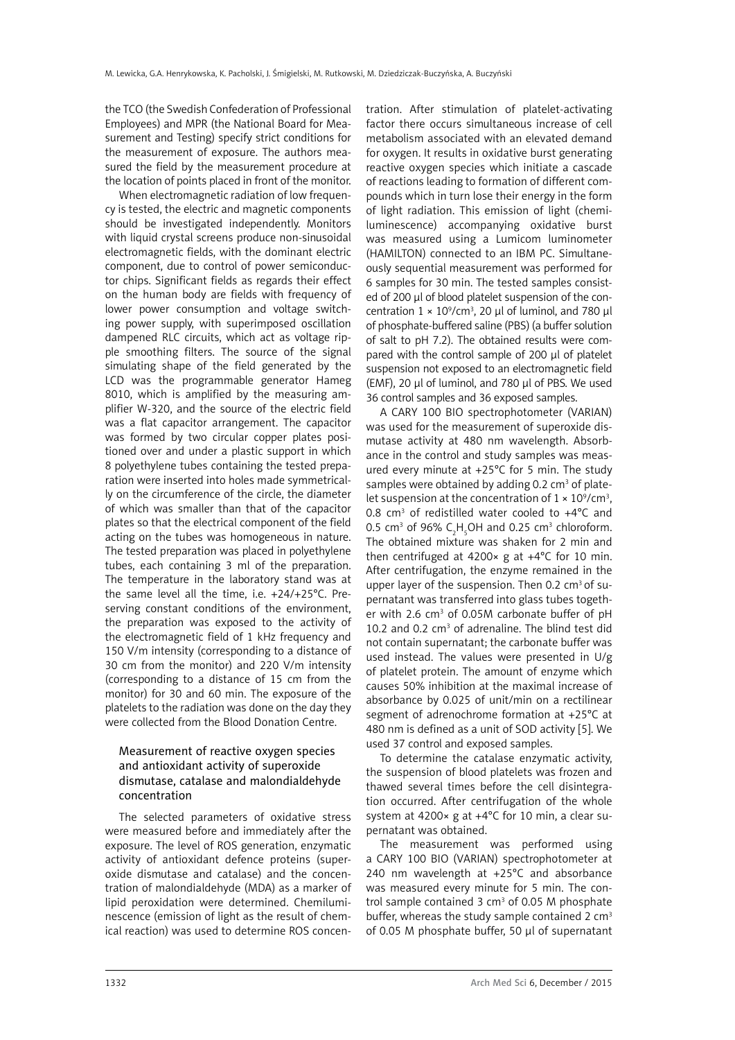the TCO (the Swedish Confederation of Professional Employees) and MPR (the National Board for Measurement and Testing) specify strict conditions for the measurement of exposure. The authors measured the field by the measurement procedure at the location of points placed in front of the monitor.

When electromagnetic radiation of low frequency is tested, the electric and magnetic components should be investigated independently. Monitors with liquid crystal screens produce non-sinusoidal electromagnetic fields, with the dominant electric component, due to control of power semiconductor chips. Significant fields as regards their effect on the human body are fields with frequency of lower power consumption and voltage switching power supply, with superimposed oscillation dampened RLC circuits, which act as voltage ripple smoothing filters. The source of the signal simulating shape of the field generated by the LCD was the programmable generator Hameg 8010, which is amplified by the measuring amplifier W-320, and the source of the electric field was a flat capacitor arrangement. The capacitor was formed by two circular copper plates positioned over and under a plastic support in which 8 polyethylene tubes containing the tested preparation were inserted into holes made symmetrically on the circumference of the circle, the diameter of which was smaller than that of the capacitor plates so that the electrical component of the field acting on the tubes was homogeneous in nature. The tested preparation was placed in polyethylene tubes, each containing 3 ml of the preparation. The temperature in the laboratory stand was at the same level all the time, i.e. +24/+25°C. Preserving constant conditions of the environment, the preparation was exposed to the activity of the electromagnetic field of 1 kHz frequency and 150 V/m intensity (corresponding to a distance of 30 cm from the monitor) and 220 V/m intensity (corresponding to a distance of 15 cm from the monitor) for 30 and 60 min. The exposure of the platelets to the radiation was done on the day they were collected from the Blood Donation Centre.

### Measurement of reactive oxygen species and antioxidant activity of superoxide dismutase, catalase and malondialdehyde concentration

The selected parameters of oxidative stress were measured before and immediately after the exposure. The level of ROS generation, enzymatic activity of antioxidant defence proteins (superoxide dismutase and catalase) and the concentration of malondialdehyde (MDA) as a marker of lipid peroxidation were determined. Chemiluminescence (emission of light as the result of chemical reaction) was used to determine ROS concentration. After stimulation of platelet-activating factor there occurs simultaneous increase of cell metabolism associated with an elevated demand for oxygen. It results in oxidative burst generating reactive oxygen species which initiate a cascade of reactions leading to formation of different compounds which in turn lose their energy in the form of light radiation. This emission of light (chemiluminescence) accompanying oxidative burst was measured using a Lumicom luminometer (HAMILTON) connected to an IBM PC. Simultaneously sequential measurement was performed for 6 samples for 30 min. The tested samples consisted of 200 µl of blood platelet suspension of the concentration $1 \times 10^9/cm^3$, 20 µl of luminol, and 780 µl of phosphate-buffered saline (PBS) (a buffer solution of salt to pH 7.2). The obtained results were compared with the control sample of 200 µl of platelet suspension not exposed to an electromagnetic field (EMF), 20 µl of luminol, and 780 µl of PBS. We used 36 control samples and 36 exposed samples.

A CARY 100 BIO spectrophotometer (VARIAN) was used for the measurement of superoxide dismutase activity at 480 nm wavelength. Absorbance in the control and study samples was measured every minute at +25°C for 5 min. The study samples were obtained by adding 0.2 $cm^3$ of platelet suspension at the concentration of $1 \times 10^9/cm^3$, 0.8 $cm^3$ of redistilled water cooled to +4°C and 0.5 $cm^3$ of 96% $C_2H_5OH$ and 0.25 $cm^3$ chloroform. The obtained mixture was shaken for 2 min and then centrifuged at 4200× g at +4°C for 10 min. After centrifugation, the enzyme remained in the upper layer of the suspension. Then 0.2 $cm^3$ of supernatant was transferred into glass tubes together with 2.6 $cm^3$ of 0.05M carbonate buffer of pH 10.2 and 0.2 $cm^3$ of adrenaline. The blind test did not contain supernatant; the carbonate buffer was used instead. The values were presented in U/g of platelet protein. The amount of enzyme which causes 50% inhibition at the maximal increase of absorbance by 0.025 of unit/min on a rectilinear segment of adrenochrome formation at +25°C at 480 nm is defined as a unit of SOD activity [5]. We used 37 control and exposed samples.

To determine the catalase enzymatic activity, the suspension of blood platelets was frozen and thawed several times before the cell disintegration occurred. After centrifugation of the whole system at 4200× g at +4°C for 10 min, a clear supernatant was obtained.

The measurement was performed using a CARY 100 BIO (VARIAN) spectrophotometer at 240 nm wavelength at +25°C and absorbance was measured every minute for 5 min. The control sample contained 3 $cm^3$ of 0.05 M phosphate buffer, whereas the study sample contained 2 $cm^3$ of 0.05 M phosphate buffer, 50 µl of supernatant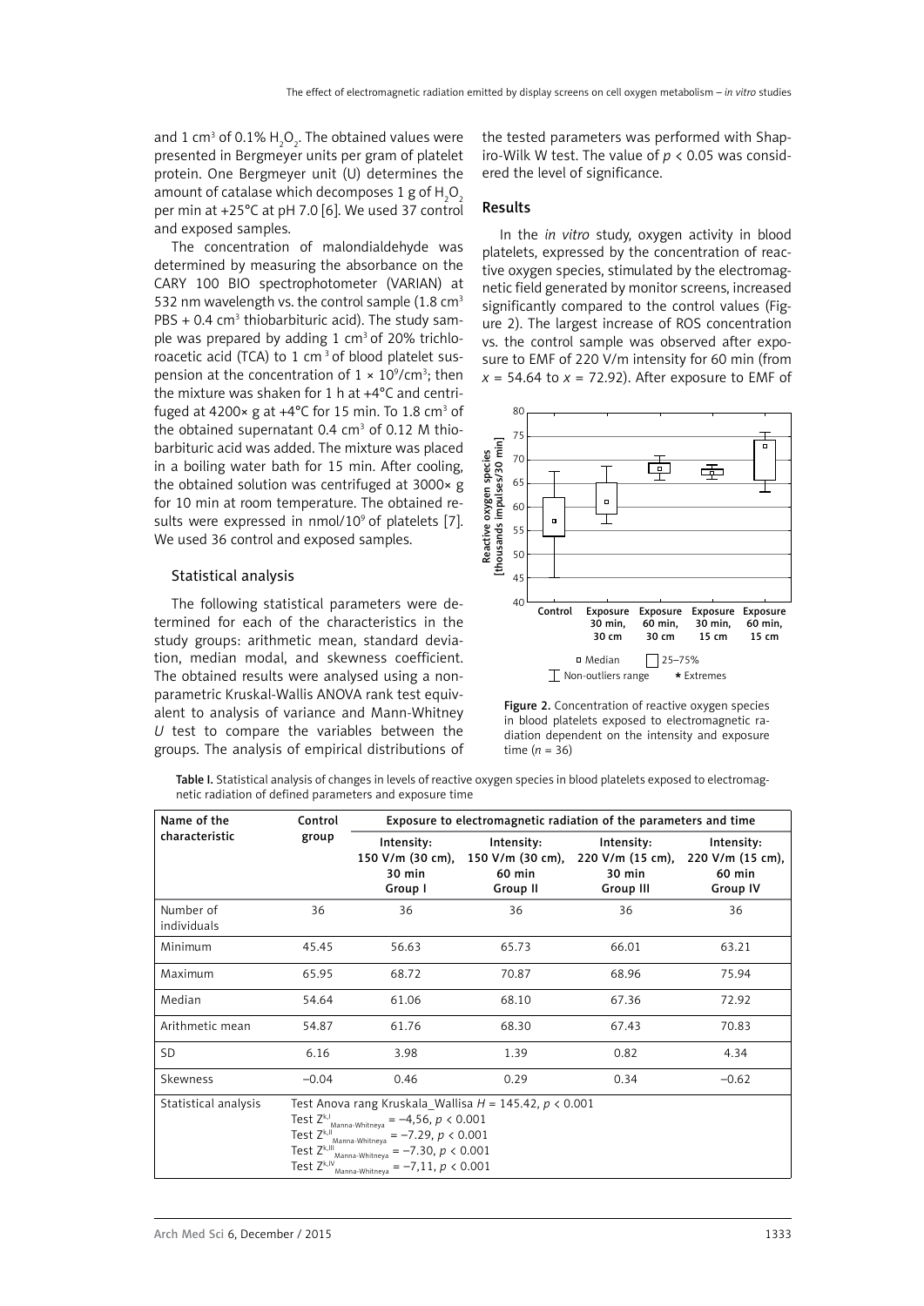and 1 cm$^3$ of 0.1% $H_2O_2$. The obtained values were presented in Bergmeyer units per gram of platelet protein. One Bergmeyer unit (U) determines the amount of catalase which decomposes 1 g of $H_2O_2$ per min at +25°C at pH 7.0 [6]. We used 37 control and exposed samples.

The concentration of malondialdehyde was determined by measuring the absorbance on the CARY 100 BIO spectrophotometer (VARIAN) at 532 nm wavelength vs. the control sample (1.8 cm$^3$ PBS + 0.4 cm$^3$ thiobarbituric acid). The study sample was prepared by adding 1 cm$^3$ of 20% trichloroacetic acid (TCA) to 1 cm$^3$ of blood platelet suspension at the concentration of $1 \times 10^9$/cm$^3$; then the mixture was shaken for 1 h at +4°C and centrifuged at 4200× g at +4°C for 15 min. To 1.8 cm$^3$ of the obtained supernatant 0.4 cm$^3$ of 0.12 M thiobarbituric acid was added. The mixture was placed in a boiling water bath for 15 min. After cooling, the obtained solution was centrifuged at 3000× g for 10 min at room temperature. The obtained results were expressed in nmol/$10^9$ of platelets [7]. We used 36 control and exposed samples.

### Statistical analysis

The following statistical parameters were determined for each of the characteristics in the study groups: arithmetic mean, standard deviation, median modal, and skewness coefficient. The obtained results were analysed using a non-parametric Kruskal-Wallis ANOVA rank test equivalent to analysis of variance and Mann-Whitney *U* test to compare the variables between the groups. The analysis of empirical distributions of the tested parameters was performed with Shapiro-Wilk W test. The value of $p < 0.05$ was considered the level of significance.

## Results

In the *in vitro* study, oxygen activity in blood platelets, expressed by the concentration of reactive oxygen species, stimulated by the electromagnetic field generated by monitor screens, increased significantly compared to the control values (Figure 2). The largest increase of ROS concentration vs. the control sample was observed after exposure to EMF of 220 V/m intensity for 60 min (from $x = 54.64$ to $x = 72.92$). After exposure to EMF of

**Figure 2.** Concentration of reactive oxygen species in blood platelets exposed to electromagnetic radiation dependent on the intensity and exposure time ($n = 36$)

**Table I.** Statistical analysis of changes in levels of reactive oxygen species in blood platelets exposed to electromagnetic radiation of defined parameters and exposure time

| Name of the characteristic | Control group | Exposure to electromagnetic radiation of the parameters and time | | | |
|---|---|---|---|---|---|
| | | Intensity: 150 V/m (30 cm), 30 min Group I | Intensity: 150 V/m (30 cm), 60 min Group II | Intensity: 220 V/m (15 cm), 30 min Group III | Intensity: 220 V/m (15 cm), 60 min Group IV |
| Number of individuals | 36 | 36 | 36 | 36 | 36 |
| Minimum | 45.45 | 56.63 | 65.73 | 66.01 | 63.21 |
| Maximum | 65.95 | 68.72 | 70.87 | 68.96 | 75.94 |
| Median | 54.64 | 61.06 | 68.10 | 67.36 | 72.92 |
| Arithmetic mean | 54.87 | 61.76 | 68.30 | 67.43 | 70.83 |
| SD | 6.16 | 3.98 | 1.39 | 0.82 | 4.34 |
| Skewness | –0.04 | 0.46 | 0.29 | 0.34 | –0.62 |
| Statistical analysis | Test Anova rang Kruskala_Wallisa $H = 145.42$, $p < 0.001$<br>Test $Z^{k,I}_{Manna\text{-}Whitneya} = -4{,}56$, $p < 0.001$<br>Test $Z^{k,II}_{Manna\text{-}Whitneya} = -7.29$, $p < 0.001$<br>Test $Z^{k,III}_{Manna\text{-}Whitneya} = -7.30$, $p < 0.001$<br>Test $Z^{k,IV}_{Manna\text{-}Whitneya} = -7{,}11$, $p < 0.001$ | | | | |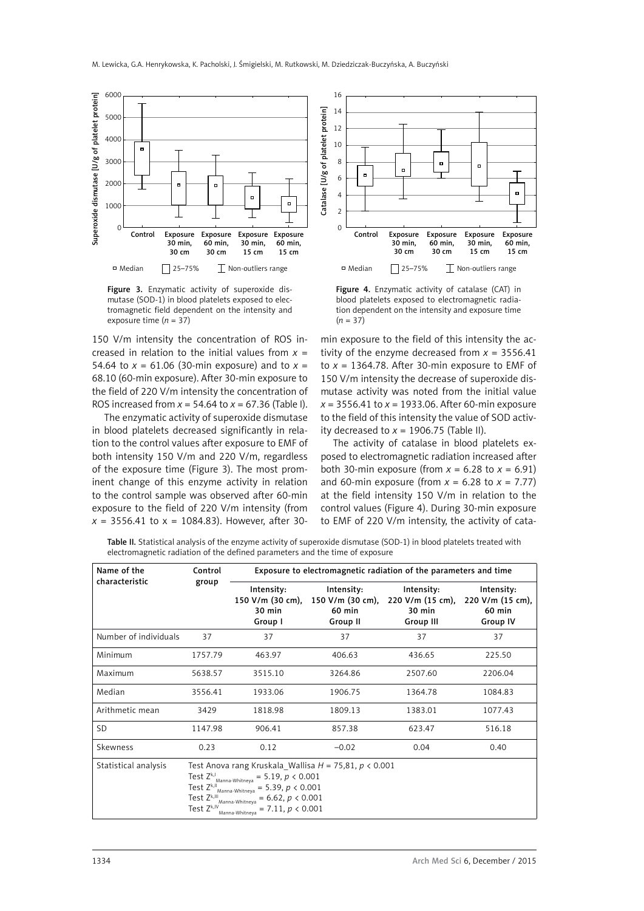Figure 3. Enzymatic activity of superoxide dismutase (SOD-1) in blood platelets exposed to electromagnetic field dependent on the intensity and exposure time ($n$ = 37)

Figure 4. Enzymatic activity of catalase (CAT) in blood platelets exposed to electromagnetic radiation dependent on the intensity and exposure time ($n$ = 37)

150 V/m intensity the concentration of ROS increased in relation to the initial values from $x$ = 54.64 to $x$ = 61.06 (30-min exposure) and to $x$ = 68.10 (60-min exposure). After 30-min exposure to the field of 220 V/m intensity the concentration of ROS increased from $x$ = 54.64 to $x$ = 67.36 (Table I).

The enzymatic activity of superoxide dismutase in blood platelets decreased significantly in relation to the control values after exposure to EMF of both intensity 150 V/m and 220 V/m, regardless of the exposure time (Figure 3). The most prominent change of this enzyme activity in relation to the control sample was observed after 60-min exposure to the field of 220 V/m intensity (from $x$ = 3556.41 to x = 1084.83). However, after 30-min exposure to the field of this intensity the activity of the enzyme decreased from $x$ = 3556.41 to $x$ = 1364.78. After 30-min exposure to EMF of 150 V/m intensity the decrease of superoxide dismutase activity was noted from the initial value $x$ = 3556.41 to $x$ = 1933.06. After 60-min exposure to the field of this intensity the value of SOD activity decreased to $x$ = 1906.75 (Table II).

The activity of catalase in blood platelets exposed to electromagnetic radiation increased after both 30-min exposure (from $x$ = 6.28 to $x$ = 6.91) and 60-min exposure (from $x$ = 6.28 to $x$ = 7.77) at the field intensity 150 V/m in relation to the control values (Figure 4). During 30-min exposure to EMF of 220 V/m intensity, the activity of cata-

Table II. Statistical analysis of the enzyme activity of superoxide dismutase (SOD-1) in blood platelets treated with electromagnetic radiation of the defined parameters and the time of exposure

| Name of the characteristic | Control group | Exposure to electromagnetic radiation of the parameters and time | | | |
|---|---|---|---|---|---|
| | | Intensity: 150 V/m (30 cm), 30 min Group I | Intensity: 150 V/m (30 cm), 60 min Group II | Intensity: 220 V/m (15 cm), 30 min Group III | Intensity: 220 V/m (15 cm), 60 min Group IV |
| Number of individuals | 37 | 37 | 37 | 37 | 37 |
| Minimum | 1757.79 | 463.97 | 406.63 | 436.65 | 225.50 |
| Maximum | 5638.57 | 3515.10 | 3264.86 | 2507.60 | 2206.04 |
| Median | 3556.41 | 1933.06 | 1906.75 | 1364.78 | 1084.83 |
| Arithmetic mean | 3429 | 1818.98 | 1809.13 | 1383.01 | 1077.43 |
| SD | 1147.98 | 906.41 | 857.38 | 623.47 | 516.18 |
| Skewness | 0.23 | 0.12 | –0.02 | 0.04 | 0.40 |
| Statistical analysis | Test Anova rang Kruskala_Wallisa $H$ = 75,81, $p < 0.001$<br>Test $Z^{k,I}_{Manna\text{-}Whitneya}$ = 5.19, $p < 0.001$<br>Test $Z^{k,II}_{Manna\text{-}Whitneya}$ = 5.39, $p < 0.001$<br>Test $Z^{k,III}_{Manna\text{-}Whitneya}$ = 6.62, $p < 0.001$<br>Test $Z^{k,IV}_{Manna\text{-}Whitneya}$ = 7.11, $p < 0.001$ | | | | |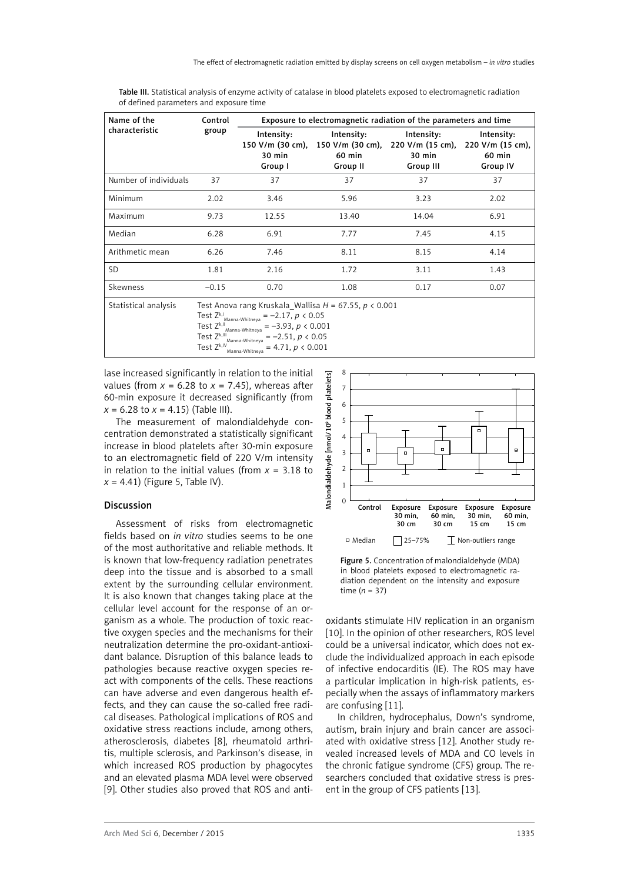Table III. Statistical analysis of enzyme activity of catalase in blood platelets exposed to electromagnetic radiation of defined parameters and exposure time

| Name of the characteristic | Control group | Exposure to electromagnetic radiation of the parameters and time | | | |
|---|---|---|---|---|---|
| | | Intensity: 150 V/m (30 cm), 30 min Group I | Intensity: 150 V/m (30 cm), 60 min Group II | Intensity: 220 V/m (15 cm), 30 min Group III | Intensity: 220 V/m (15 cm), 60 min Group IV |
| Number of individuals | 37 | 37 | 37 | 37 | 37 |
| Minimum | 2.02 | 3.46 | 5.96 | 3.23 | 2.02 |
| Maximum | 9.73 | 12.55 | 13.40 | 14.04 | 6.91 |
| Median | 6.28 | 6.91 | 7.77 | 7.45 | 4.15 |
| Arithmetic mean | 6.26 | 7.46 | 8.11 | 8.15 | 4.14 |
| SD | 1.81 | 2.16 | 1.72 | 3.11 | 1.43 |
| Skewness | –0.15 | 0.70 | 1.08 | 0.17 | 0.07 |
| Statistical analysis | Test Anova rang Kruskala_Wallisa $H = 67.55$, $p < 0.001$<br>Test $Z^{k,I}_{\text{Manna-Whitneya}} = -2.17$, $p < 0.05$<br>Test $Z^{k,II}_{\text{Manna-Whitneya}} = -3.93$, $p < 0.001$<br>Test $Z^{k,III}_{\text{Manna-Whitneya}} = -2.51$, $p < 0.05$<br>Test $Z^{k,IV}_{\text{Manna-Whitneya}} = 4.71$, $p < 0.001$ | | | | |

lase increased significantly in relation to the initial values (from $x = 6.28$ to $x = 7.45$), whereas after 60-min exposure it decreased significantly (from $x = 6.28$ to $x = 4.15$) (Table III).

The measurement of malondialdehyde concentration demonstrated a statistically significant increase in blood platelets after 30-min exposure to an electromagnetic field of 220 V/m intensity in relation to the initial values (from $x = 3.18$ to $x = 4.41$) (Figure 5, Table IV).

Figure 5. Concentration of malondialdehyde (MDA) in blood platelets exposed to electromagnetic radiation dependent on the intensity and exposure time ($n = 37$)

## Discussion

Assessment of risks from electromagnetic fields based on *in vitro* studies seems to be one of the most authoritative and reliable methods. It is known that low-frequency radiation penetrates deep into the tissue and is absorbed to a small extent by the surrounding cellular environment. It is also known that changes taking place at the cellular level account for the response of an organism as a whole. The production of toxic reactive oxygen species and the mechanisms for their neutralization determine the pro-oxidant-antioxidant balance. Disruption of this balance leads to pathologies because reactive oxygen species react with components of the cells. These reactions can have adverse and even dangerous health effects, and they can cause the so-called free radical diseases. Pathological implications of ROS and oxidative stress reactions include, among others, atherosclerosis, diabetes [8], rheumatoid arthritis, multiple sclerosis, and Parkinson's disease, in which increased ROS production by phagocytes and an elevated plasma MDA level were observed [9]. Other studies also proved that ROS and antioxidants stimulate HIV replication in an organism [10]. In the opinion of other researchers, ROS level could be a universal indicator, which does not exclude the individualized approach in each episode of infective endocarditis (IE). The ROS may have a particular implication in high-risk patients, especially when the assays of inflammatory markers are confusing [11].

In children, hydrocephalus, Down's syndrome, autism, brain injury and brain cancer are associated with oxidative stress [12]. Another study revealed increased levels of MDA and CO levels in the chronic fatigue syndrome (CFS) group. The researchers concluded that oxidative stress is present in the group of CFS patients [13].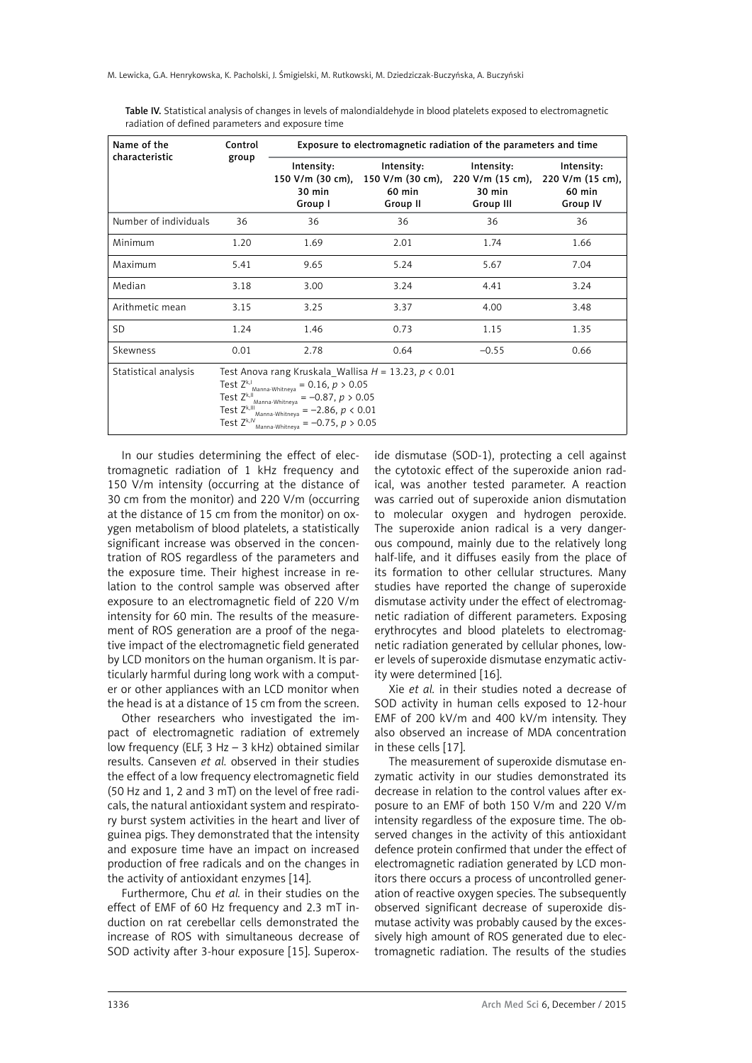Table IV. Statistical analysis of changes in levels of malondialdehyde in blood platelets exposed to electromagnetic radiation of defined parameters and exposure time

| Name of the characteristic | Control group | Exposure to electromagnetic radiation of the parameters and time | | | |
|---|---|---|---|---|---|
| | | Intensity: 150 V/m (30 cm), 30 min Group I | Intensity: 150 V/m (30 cm), 60 min Group II | Intensity: 220 V/m (15 cm), 30 min Group III | Intensity: 220 V/m (15 cm), 60 min Group IV |
| Number of individuals | 36 | 36 | 36 | 36 | 36 |
| Minimum | 1.20 | 1.69 | 2.01 | 1.74 | 1.66 |
| Maximum | 5.41 | 9.65 | 5.24 | 5.67 | 7.04 |
| Median | 3.18 | 3.00 | 3.24 | 4.41 | 3.24 |
| Arithmetic mean | 3.15 | 3.25 | 3.37 | 4.00 | 3.48 |
| SD | 1.24 | 1.46 | 0.73 | 1.15 | 1.35 |
| Skewness | 0.01 | 2.78 | 0.64 | –0.55 | 0.66 |
| Statistical analysis | Test Anova rang Kruskala_Wallisa $H = 13.23$, $p < 0.01$<br>Test $Z^{k,I}_{\text{Manna-Whitneya}} = 0.16$, $p > 0.05$<br>Test $Z^{k,II}_{\text{Manna-Whitneya}} = -0.87$, $p > 0.05$<br>Test $Z^{k,III}_{\text{Manna-Whitneya}} = -2.86$, $p < 0.01$<br>Test $Z^{k,IV}_{\text{Manna-Whitneya}} = -0.75$, $p > 0.05$ | | | | |

In our studies determining the effect of electromagnetic radiation of 1 kHz frequency and 150 V/m intensity (occurring at the distance of 30 cm from the monitor) and 220 V/m (occurring at the distance of 15 cm from the monitor) on oxygen metabolism of blood platelets, a statistically significant increase was observed in the concentration of ROS regardless of the parameters and the exposure time. Their highest increase in relation to the control sample was observed after exposure to an electromagnetic field of 220 V/m intensity for 60 min. The results of the measurement of ROS generation are a proof of the negative impact of the electromagnetic field generated by LCD monitors on the human organism. It is particularly harmful during long work with a computer or other appliances with an LCD monitor when the head is at a distance of 15 cm from the screen.

Other researchers who investigated the impact of electromagnetic radiation of extremely low frequency (ELF, 3 Hz – 3 kHz) obtained similar results. Canseven *et al.* observed in their studies the effect of a low frequency electromagnetic field (50 Hz and 1, 2 and 3 mT) on the level of free radicals, the natural antioxidant system and respiratory burst system activities in the heart and liver of guinea pigs. They demonstrated that the intensity and exposure time have an impact on increased production of free radicals and on the changes in the activity of antioxidant enzymes [14].

Furthermore, Chu *et al.* in their studies on the effect of EMF of 60 Hz frequency and 2.3 mT induction on rat cerebellar cells demonstrated the increase of ROS with simultaneous decrease of SOD activity after 3-hour exposure [15]. Superoxide dismutase (SOD-1), protecting a cell against the cytotoxic effect of the superoxide anion radical, was another tested parameter. A reaction was carried out of superoxide anion dismutation to molecular oxygen and hydrogen peroxide. The superoxide anion radical is a very dangerous compound, mainly due to the relatively long half-life, and it diffuses easily from the place of its formation to other cellular structures. Many studies have reported the change of superoxide dismutase activity under the effect of electromagnetic radiation of different parameters. Exposing erythrocytes and blood platelets to electromagnetic radiation generated by cellular phones, lower levels of superoxide dismutase enzymatic activity were determined [16].

Xie *et al.* in their studies noted a decrease of SOD activity in human cells exposed to 12-hour EMF of 200 kV/m and 400 kV/m intensity. They also observed an increase of MDA concentration in these cells [17].

The measurement of superoxide dismutase enzymatic activity in our studies demonstrated its decrease in relation to the control values after exposure to an EMF of both 150 V/m and 220 V/m intensity regardless of the exposure time. The observed changes in the activity of this antioxidant defence protein confirmed that under the effect of electromagnetic radiation generated by LCD monitors there occurs a process of uncontrolled generation of reactive oxygen species. The subsequently observed significant decrease of superoxide dismutase activity was probably caused by the excessively high amount of ROS generated due to electromagnetic radiation. The results of the studies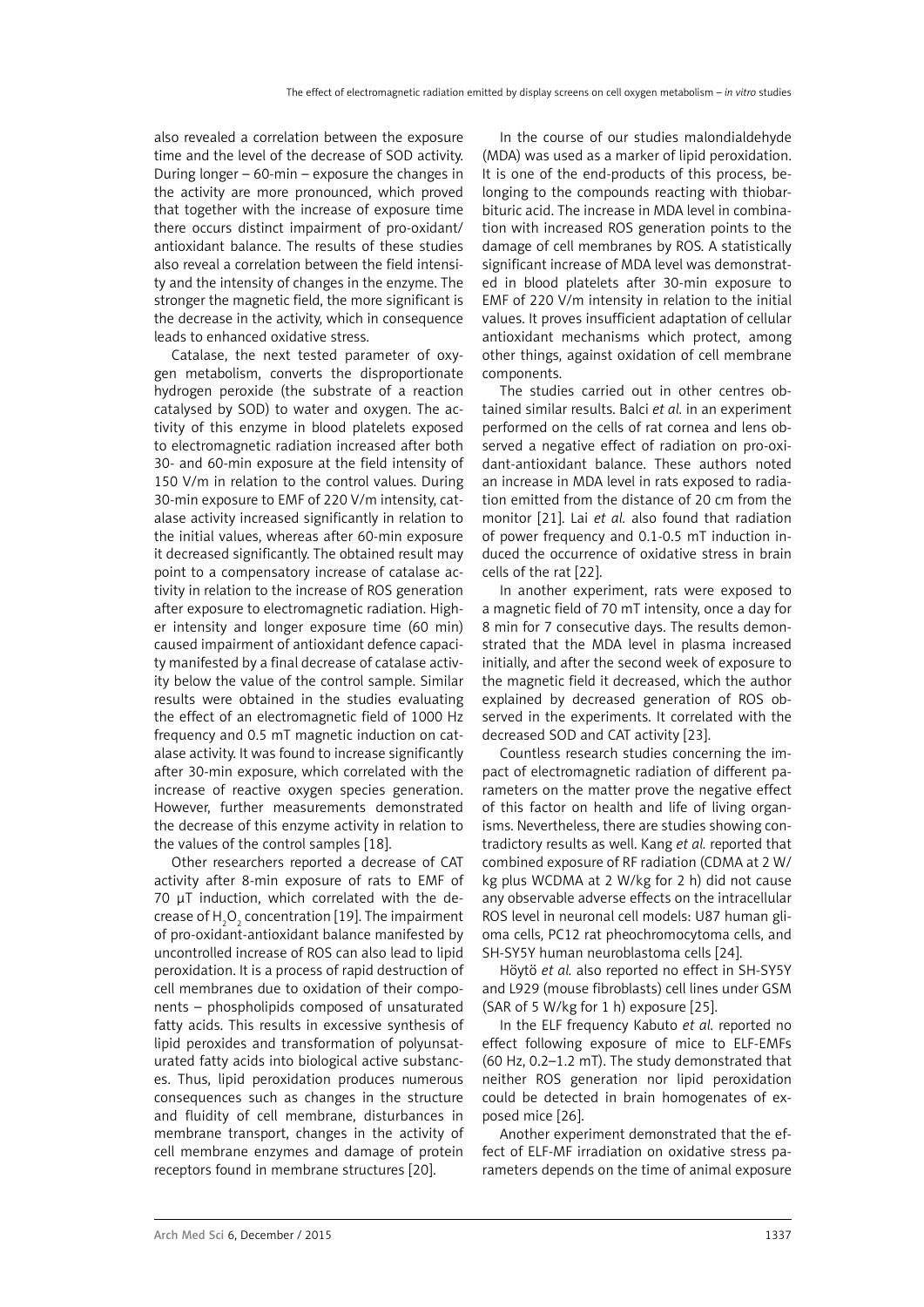also revealed a correlation between the exposure time and the level of the decrease of SOD activity. During longer – 60-min – exposure the changes in the activity are more pronounced, which proved that together with the increase of exposure time there occurs distinct impairment of pro-oxidant/antioxidant balance. The results of these studies also reveal a correlation between the field intensity and the intensity of changes in the enzyme. The stronger the magnetic field, the more significant is the decrease in the activity, which in consequence leads to enhanced oxidative stress.

Catalase, the next tested parameter of oxygen metabolism, converts the disproportionate hydrogen peroxide (the substrate of a reaction catalysed by SOD) to water and oxygen. The activity of this enzyme in blood platelets exposed to electromagnetic radiation increased after both 30- and 60-min exposure at the field intensity of 150 V/m in relation to the control values. During 30-min exposure to EMF of 220 V/m intensity, catalase activity increased significantly in relation to the initial values, whereas after 60-min exposure it decreased significantly. The obtained result may point to a compensatory increase of catalase activity in relation to the increase of ROS generation after exposure to electromagnetic radiation. Higher intensity and longer exposure time (60 min) caused impairment of antioxidant defence capacity manifested by a final decrease of catalase activity below the value of the control sample. Similar results were obtained in the studies evaluating the effect of an electromagnetic field of 1000 Hz frequency and 0.5 mT magnetic induction on catalase activity. It was found to increase significantly after 30-min exposure, which correlated with the increase of reactive oxygen species generation. However, further measurements demonstrated the decrease of this enzyme activity in relation to the values of the control samples [18].

Other researchers reported a decrease of CAT activity after 8-min exposure of rats to EMF of 70 μT induction, which correlated with the decrease of $H_2O_2$ concentration [19]. The impairment of pro-oxidant-antioxidant balance manifested by uncontrolled increase of ROS can also lead to lipid peroxidation. It is a process of rapid destruction of cell membranes due to oxidation of their components – phospholipids composed of unsaturated fatty acids. This results in excessive synthesis of lipid peroxides and transformation of polyunsaturated fatty acids into biological active substances. Thus, lipid peroxidation produces numerous consequences such as changes in the structure and fluidity of cell membrane, disturbances in membrane transport, changes in the activity of cell membrane enzymes and damage of protein receptors found in membrane structures [20].

In the course of our studies malondialdehyde (MDA) was used as a marker of lipid peroxidation. It is one of the end-products of this process, belonging to the compounds reacting with thiobarbituric acid. The increase in MDA level in combination with increased ROS generation points to the damage of cell membranes by ROS. A statistically significant increase of MDA level was demonstrated in blood platelets after 30-min exposure to EMF of 220 V/m intensity in relation to the initial values. It proves insufficient adaptation of cellular antioxidant mechanisms which protect, among other things, against oxidation of cell membrane components.

The studies carried out in other centres obtained similar results. Balci *et al.* in an experiment performed on the cells of rat cornea and lens observed a negative effect of radiation on pro-oxidant-antioxidant balance. These authors noted an increase in MDA level in rats exposed to radiation emitted from the distance of 20 cm from the monitor [21]. Lai *et al.* also found that radiation of power frequency and 0.1-0.5 mT induction induced the occurrence of oxidative stress in brain cells of the rat [22].

In another experiment, rats were exposed to a magnetic field of 70 mT intensity, once a day for 8 min for 7 consecutive days. The results demonstrated that the MDA level in plasma increased initially, and after the second week of exposure to the magnetic field it decreased, which the author explained by decreased generation of ROS observed in the experiments. It correlated with the decreased SOD and CAT activity [23].

Countless research studies concerning the impact of electromagnetic radiation of different parameters on the matter prove the negative effect of this factor on health and life of living organisms. Nevertheless, there are studies showing contradictory results as well. Kang *et al.* reported that combined exposure of RF radiation (CDMA at 2 W/kg plus WCDMA at 2 W/kg for 2 h) did not cause any observable adverse effects on the intracellular ROS level in neuronal cell models: U87 human glioma cells, PC12 rat pheochromocytoma cells, and SH-SY5Y human neuroblastoma cells [24].

Höytö *et al.* also reported no effect in SH-SY5Y and L929 (mouse fibroblasts) cell lines under GSM (SAR of 5 W/kg for 1 h) exposure [25].

In the ELF frequency Kabuto *et al.* reported no effect following exposure of mice to ELF-EMFs (60 Hz, 0.2–1.2 mT). The study demonstrated that neither ROS generation nor lipid peroxidation could be detected in brain homogenates of exposed mice [26].

Another experiment demonstrated that the effect of ELF-MF irradiation on oxidative stress parameters depends on the time of animal exposure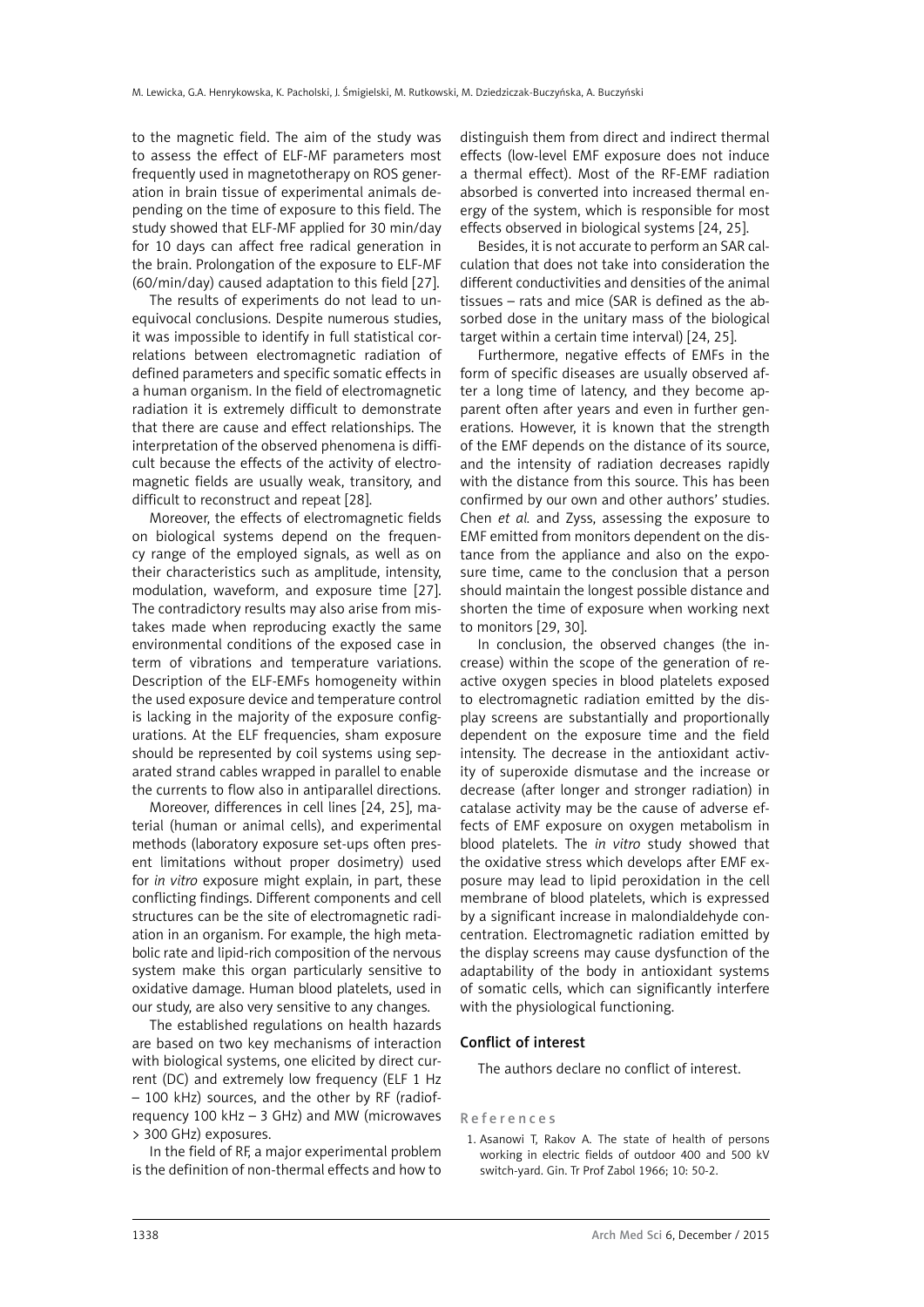to the magnetic field. The aim of the study was to assess the effect of ELF-MF parameters most frequently used in magnetotherapy on ROS generation in brain tissue of experimental animals depending on the time of exposure to this field. The study showed that ELF-MF applied for 30 min/day for 10 days can affect free radical generation in the brain. Prolongation of the exposure to ELF-MF (60/min/day) caused adaptation to this field [27].

The results of experiments do not lead to unequivocal conclusions. Despite numerous studies, it was impossible to identify in full statistical correlations between electromagnetic radiation of defined parameters and specific somatic effects in a human organism. In the field of electromagnetic radiation it is extremely difficult to demonstrate that there are cause and effect relationships. The interpretation of the observed phenomena is difficult because the effects of the activity of electromagnetic fields are usually weak, transitory, and difficult to reconstruct and repeat [28].

Moreover, the effects of electromagnetic fields on biological systems depend on the frequency range of the employed signals, as well as on their characteristics such as amplitude, intensity, modulation, waveform, and exposure time [27]. The contradictory results may also arise from mistakes made when reproducing exactly the same environmental conditions of the exposed case in term of vibrations and temperature variations. Description of the ELF-EMFs homogeneity within the used exposure device and temperature control is lacking in the majority of the exposure configurations. At the ELF frequencies, sham exposure should be represented by coil systems using separated strand cables wrapped in parallel to enable the currents to flow also in antiparallel directions.

Moreover, differences in cell lines [24, 25], material (human or animal cells), and experimental methods (laboratory exposure set-ups often present limitations without proper dosimetry) used for *in vitro* exposure might explain, in part, these conflicting findings. Different components and cell structures can be the site of electromagnetic radiation in an organism. For example, the high metabolic rate and lipid-rich composition of the nervous system make this organ particularly sensitive to oxidative damage. Human blood platelets, used in our study, are also very sensitive to any changes.

The established regulations on health hazards are based on two key mechanisms of interaction with biological systems, one elicited by direct current (DC) and extremely low frequency (ELF 1 Hz – 100 kHz) sources, and the other by RF (radiofrequency 100 kHz – 3 GHz) and MW (microwaves > 300 GHz) exposures.

In the field of RF, a major experimental problem is the definition of non-thermal effects and how to distinguish them from direct and indirect thermal effects (low-level EMF exposure does not induce a thermal effect). Most of the RF-EMF radiation absorbed is converted into increased thermal energy of the system, which is responsible for most effects observed in biological systems [24, 25].

Besides, it is not accurate to perform an SAR calculation that does not take into consideration the different conductivities and densities of the animal tissues – rats and mice (SAR is defined as the absorbed dose in the unitary mass of the biological target within a certain time interval) [24, 25].

Furthermore, negative effects of EMFs in the form of specific diseases are usually observed after a long time of latency, and they become apparent often after years and even in further generations. However, it is known that the strength of the EMF depends on the distance of its source, and the intensity of radiation decreases rapidly with the distance from this source. This has been confirmed by our own and other authors' studies. Chen *et al.* and Zyss, assessing the exposure to EMF emitted from monitors dependent on the distance from the appliance and also on the exposure time, came to the conclusion that a person should maintain the longest possible distance and shorten the time of exposure when working next to monitors [29, 30].

In conclusion, the observed changes (the increase) within the scope of the generation of reactive oxygen species in blood platelets exposed to electromagnetic radiation emitted by the display screens are substantially and proportionally dependent on the exposure time and the field intensity. The decrease in the antioxidant activity of superoxide dismutase and the increase or decrease (after longer and stronger radiation) in catalase activity may be the cause of adverse effects of EMF exposure on oxygen metabolism in blood platelets. The *in vitro* study showed that the oxidative stress which develops after EMF exposure may lead to lipid peroxidation in the cell membrane of blood platelets, which is expressed by a significant increase in malondialdehyde concentration. Electromagnetic radiation emitted by the display screens may cause dysfunction of the adaptability of the body in antioxidant systems of somatic cells, which can significantly interfere with the physiological functioning.

## Conflict of interest

The authors declare no conflict of interest.

## References

1. Asanowi T, Rakov A. The state of health of persons working in electric fields of outdoor 400 and 500 kV switch-yard. Gin. Tr Prof Zabol 1966; 10: 50-2.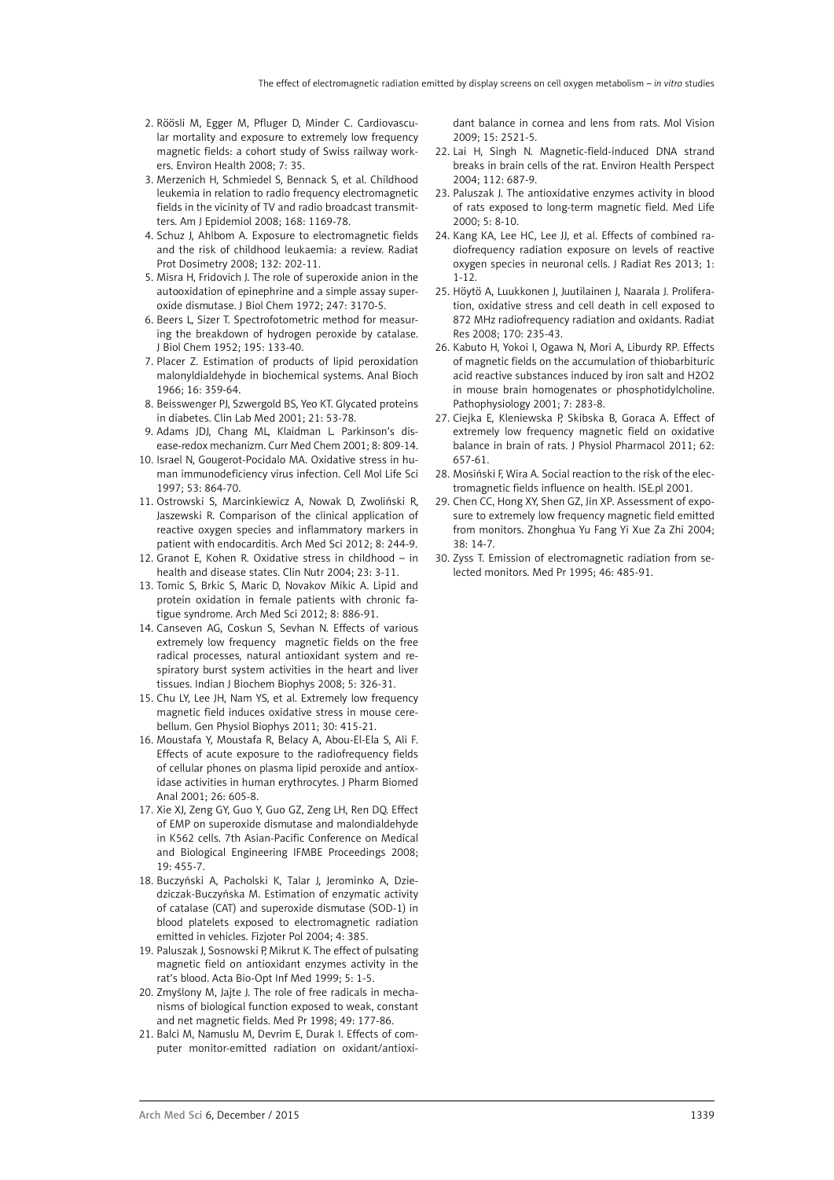2. Röösli M, Egger M, Pfluger D, Minder C. Cardiovascular mortality and exposure to extremely low frequency magnetic fields: a cohort study of Swiss railway workers. Environ Health 2008; 7: 35.
3. Merzenich H, Schmiedel S, Bennack S, et al. Childhood leukemia in relation to radio frequency electromagnetic fields in the vicinity of TV and radio broadcast transmitters. Am J Epidemiol 2008; 168: 1169-78.
4. Schuz J, Ahlbom A. Exposure to electromagnetic fields and the risk of childhood leukaemia: a review. Radiat Prot Dosimetry 2008; 132: 202-11.
5. Misra H, Fridovich J. The role of superoxide anion in the autooxidation of epinephrine and a simple assay superoxide dismutase. J Biol Chem 1972; 247: 3170-5.
6. Beers L, Sizer T. Spectrofotometric method for measuring the breakdown of hydrogen peroxide by catalase. J Biol Chem 1952; 195: 133-40.
7. Placer Z. Estimation of products of lipid peroxidation malonyldialdehyde in biochemical systems. Anal Bioch 1966; 16: 359-64.
8. Beisswenger PJ, Szwergold BS, Yeo KT. Glycated proteins in diabetes. Clin Lab Med 2001; 21: 53-78.
9. Adams JDJ, Chang ML, Klaidman L. Parkinson's disease-redox mechanizm. Curr Med Chem 2001; 8: 809-14.
10. Israel N, Gougerot-Pocidalo MA. Oxidative stress in human immunodeficiency virus infection. Cell Mol Life Sci 1997; 53: 864-70.
11. Ostrowski S, Marcinkiewicz A, Nowak D, Zwoliński R, Jaszewski R. Comparison of the clinical application of reactive oxygen species and inflammatory markers in patient with endocarditis. Arch Med Sci 2012; 8: 244-9.
12. Granot E, Kohen R. Oxidative stress in childhood – in health and disease states. Clin Nutr 2004; 23: 3-11.
13. Tomic S, Brkic S, Maric D, Novakov Mikic A. Lipid and protein oxidation in female patients with chronic fatigue syndrome. Arch Med Sci 2012; 8: 886-91.
14. Canseven AG, Coskun S, Sevhan N. Effects of various extremely low frequency magnetic fields on the free radical processes, natural antioxidant system and respiratory burst system activities in the heart and liver tissues. Indian J Biochem Biophys 2008; 5: 326-31.
15. Chu LY, Lee JH, Nam YS, et al. Extremely low frequency magnetic field induces oxidative stress in mouse cerebellum. Gen Physiol Biophys 2011; 30: 415-21.
16. Moustafa Y, Moustafa R, Belacy A, Abou-El-Ela S, Ali F. Effects of acute exposure to the radiofrequency fields of cellular phones on plasma lipid peroxide and antioxidase activities in human erythrocytes. J Pharm Biomed Anal 2001; 26: 605-8.
17. Xie XJ, Zeng GY, Guo Y, Guo GZ, Zeng LH, Ren DQ. Effect of EMP on superoxide dismutase and malondialdehyde in K562 cells. 7th Asian-Pacific Conference on Medical and Biological Engineering IFMBE Proceedings 2008; 19: 455-7.
18. Buczyński A, Pacholski K, Talar J, Jerominko A, Dziedziczak-Buczyńska M. Estimation of enzymatic activity of catalase (CAT) and superoxide dismutase (SOD-1) in blood platelets exposed to electromagnetic radiation emitted in vehicles. Fizjoter Pol 2004; 4: 385.
19. Paluszak J, Sosnowski P, Mikrut K. The effect of pulsating magnetic field on antioxidant enzymes activity in the rat's blood. Acta Bio-Opt Inf Med 1999; 5: 1-5.
20. Zmyślony M, Jajte J. The role of free radicals in mechanisms of biological function exposed to weak, constant and net magnetic fields. Med Pr 1998; 49: 177-86.
21. Balci M, Namuslu M, Devrim E, Durak I. Effects of computer monitor-emitted radiation on oxidant/antioxidant balance in cornea and lens from rats. Mol Vision 2009; 15: 2521-5.
22. Lai H, Singh N. Magnetic-field-induced DNA strand breaks in brain cells of the rat. Environ Health Perspect 2004; 112: 687-9.
23. Paluszak J. The antioxidative enzymes activity in blood of rats exposed to long-term magnetic field. Med Life 2000; 5: 8-10.
24. Kang KA, Lee HC, Lee JJ, et al. Effects of combined radiofrequency radiation exposure on levels of reactive oxygen species in neuronal cells. J Radiat Res 2013; 1: 1-12.
25. Höytö A, Luukkonen J, Juutilainen J, Naarala J. Proliferation, oxidative stress and cell death in cell exposed to 872 MHz radiofrequency radiation and oxidants. Radiat Res 2008; 170: 235-43.
26. Kabuto H, Yokoi I, Ogawa N, Mori A, Liburdy RP. Effects of magnetic fields on the accumulation of thiobarbituric acid reactive substances induced by iron salt and H2O2 in mouse brain homogenates or phosphotidylcholine. Pathophysiology 2001; 7: 283-8.
27. Ciejka E, Kleniewska P, Skibska B, Goraca A. Effect of extremely low frequency magnetic field on oxidative balance in brain of rats. J Physiol Pharmacol 2011; 62: 657-61.
28. Mosiński F, Wira A. Social reaction to the risk of the electromagnetic fields influence on health. ISE.pl 2001.
29. Chen CC, Hong XY, Shen GZ, Jin XP. Assessment of exposure to extremely low frequency magnetic field emitted from monitors. Zhonghua Yu Fang Yi Xue Za Zhi 2004; 38: 14-7.
30. Zyss T. Emission of electromagnetic radiation from selected monitors. Med Pr 1995; 46: 485-91.